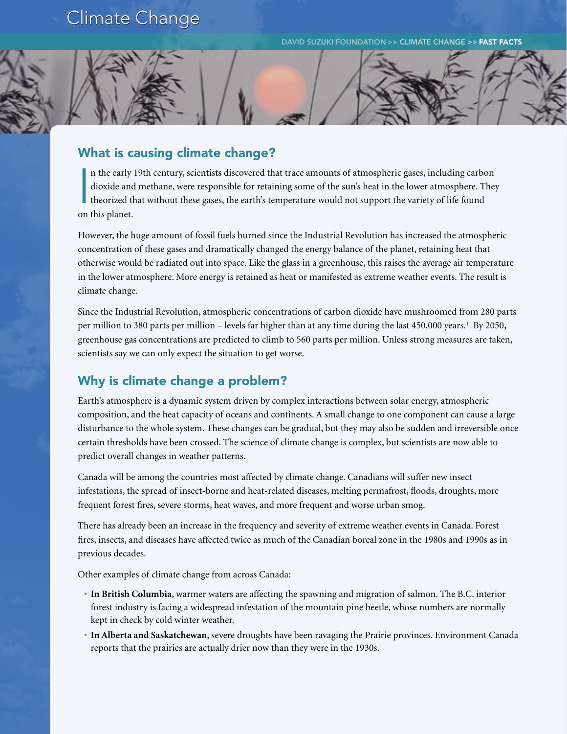# Climate Change

DAVID SUZUKI FOUNDATION >> CLIMATE CHANGE >> **FAST FACTS**

## What is causing climate change?

In the early 19th century, scientists discovered that trace amounts of atmospheric gases, including carbon dioxide and methane, were responsible for retaining some of the sun's heat in the lower atmosphere. They theorized that without these gases, the earth's temperature would not support the variety of life found on this planet.

However, the huge amount of fossil fuels burned since the Industrial Revolution has increased the atmospheric concentration of these gases and dramatically changed the energy balance of the planet, retaining heat that otherwise would be radiated out into space. Like the glass in a greenhouse, this raises the average air temperature in the lower atmosphere. More energy is retained as heat or manifested as extreme weather events. The result is climate change.

Since the Industrial Revolution, atmospheric concentrations of carbon dioxide have mushroomed from 280 parts per million to 380 parts per million – levels far higher than at any time during the last 450,000 years.[1] By 2050, greenhouse gas concentrations are predicted to climb to 560 parts per million. Unless strong measures are taken, scientists say we can only expect the situation to get worse.

## Why is climate change a problem?

Earth's atmosphere is a dynamic system driven by complex interactions between solar energy, atmospheric composition, and the heat capacity of oceans and continents. A small change to one component can cause a large disturbance to the whole system. These changes can be gradual, but they may also be sudden and irreversible once certain thresholds have been crossed. The science of climate change is complex, but scientists are now able to predict overall changes in weather patterns.

Canada will be among the countries most affected by climate change. Canadians will suffer new insect infestations, the spread of insect-borne and heat-related diseases, melting permafrost, floods, droughts, more frequent forest fires, severe storms, heat waves, and more frequent and worse urban smog.

There has already been an increase in the frequency and severity of extreme weather events in Canada. Forest fires, insects, and diseases have affected twice as much of the Canadian boreal zone in the 1980s and 1990s as in previous decades.

Other examples of climate change from across Canada:

- **In British Columbia**, warmer waters are affecting the spawning and migration of salmon. The B.C. interior forest industry is facing a widespread infestation of the mountain pine beetle, whose numbers are normally kept in check by cold winter weather.
- **In Alberta and Saskatchewan**, severe droughts have been ravaging the Prairie provinces. Environment Canada reports that the prairies are actually drier now than they were in the 1930s.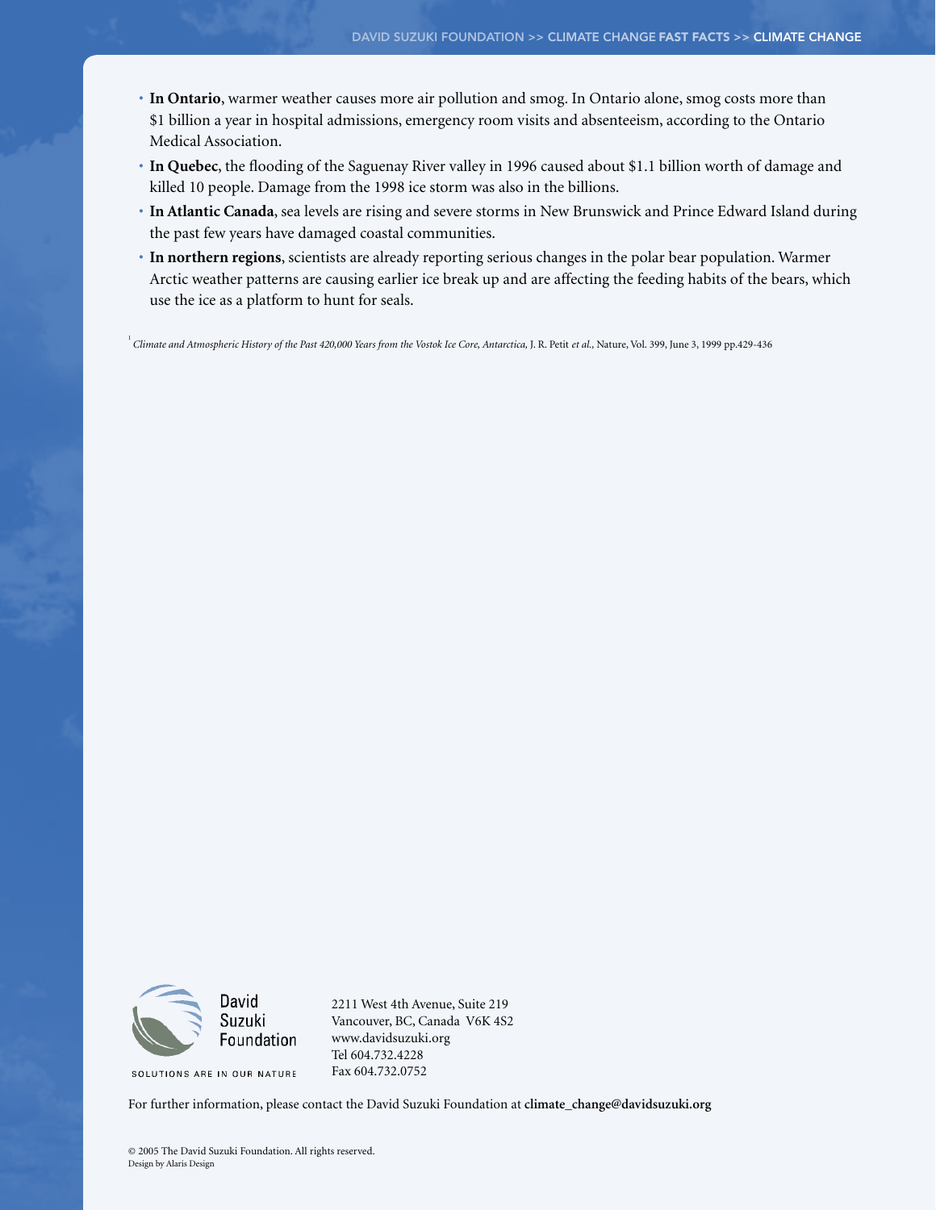- **In Ontario**, warmer weather causes more air pollution and smog. In Ontario alone, smog costs more than $1 billion a year in hospital admissions, emergency room visits and absenteeism, according to the Ontario Medical Association.
- **In Quebec**, the flooding of the Saguenay River valley in 1996 caused about $1.1 billion worth of damage and killed 10 people. Damage from the 1998 ice storm was also in the billions.
- **In Atlantic Canada**, sea levels are rising and severe storms in New Brunswick and Prince Edward Island during the past few years have damaged coastal communities.
- **In northern regions**, scientists are already reporting serious changes in the polar bear population. Warmer Arctic weather patterns are causing earlier ice break up and are affecting the feeding habits of the bears, which use the ice as a platform to hunt for seals.

[1] *Climate and Atmospheric History of the Past 420,000 Years from the Vostok Ice Core, Antarctica,* J. R. Petit *et al.*, Nature, Vol. 399, June 3, 1999 pp.429-436

David Suzuki Foundation

SOLUTIONS ARE IN OUR NATURE

2211 West 4th Avenue, Suite 219
Vancouver, BC, Canada V6K 4S2
www.davidsuzuki.org
Tel 604.732.4228
Fax 604.732.0752

For further information, please contact the David Suzuki Foundation at **climate_change@davidsuzuki.org**

© 2005 The David Suzuki Foundation. All rights reserved.
Design by Alaris Design